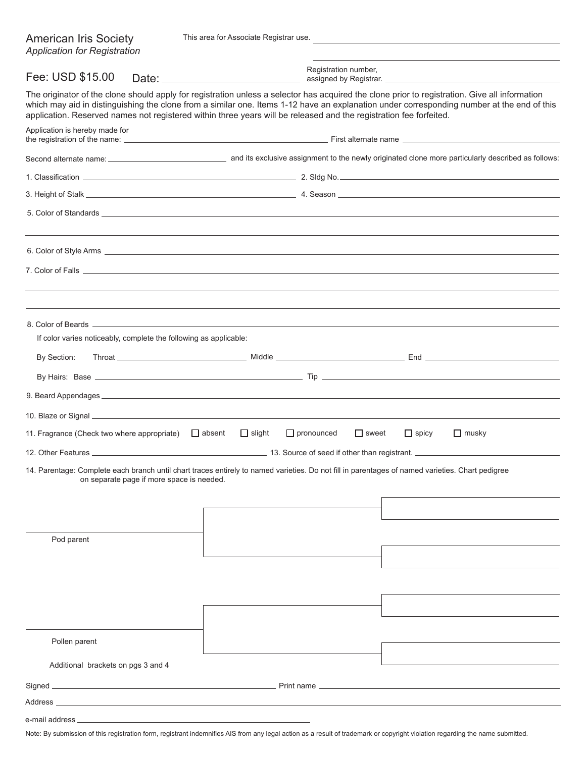# American Iris Society

*Application for Registration*

This area for Associate Registrar use. \_\_\_\_\_\_\_\_\_\_\_\_\_\_\_\_\_\_\_\_

Fee: USD $15.00 Date: \_\_\_\_\_\_\_\_\_\_\_\_\_\_\_\_\_\_\_\_

Registration number, assigned by Registrar. \_\_\_\_\_\_\_\_\_\_\_\_\_\_\_\_\_\_\_\_

The originator of the clone should apply for registration unless a selector has acquired the clone prior to registration. Give all information which may aid in distinguishing the clone from a similar one. Items 1-12 have an explanation under corresponding number at the end of this application. Reserved names not registered within three years will be released and the registration fee forfeited.

Application is hereby made for the registration of the name: \_\_\_\_\_\_\_\_\_\_\_\_\_\_\_\_\_\_\_\_ First alternate name \_\_\_\_\_\_\_\_\_\_\_\_\_\_\_\_\_\_\_\_

Second alternate name: \_\_\_\_\_\_\_\_\_\_\_\_\_\_\_\_\_\_\_\_ and its exclusive assignment to the newly originated clone more particularly described as follows:

1. Classification \_\_\_\_\_\_\_\_\_\_\_\_\_\_\_\_\_\_\_\_ 2. Sldg No. \_\_\_\_\_\_\_\_\_\_\_\_\_\_\_\_\_\_\_\_

3. Height of Stalk \_\_\_\_\_\_\_\_\_\_\_\_\_\_\_\_\_\_\_\_ 4. Season \_\_\_\_\_\_\_\_\_\_\_\_\_\_\_\_\_\_\_\_

5. Color of Standards \_\_\_\_\_\_\_\_\_\_\_\_\_\_\_\_\_\_\_\_

6. Color of Style Arms \_\_\_\_\_\_\_\_\_\_\_\_\_\_\_\_\_\_\_\_

7. Color of Falls \_\_\_\_\_\_\_\_\_\_\_\_\_\_\_\_\_\_\_\_

8. Color of Beards \_\_\_\_\_\_\_\_\_\_\_\_\_\_\_\_\_\_\_\_

   If color varies noticeably, complete the following as applicable:

   By Section: Throat \_\_\_\_\_\_\_\_\_\_ Middle \_\_\_\_\_\_\_\_\_\_ End \_\_\_\_\_\_\_\_\_\_

   By Hairs: Base \_\_\_\_\_\_\_\_\_\_ Tip \_\_\_\_\_\_\_\_\_\_

9. Beard Appendages \_\_\_\_\_\_\_\_\_\_\_\_\_\_\_\_\_\_\_\_

10. Blaze or Signal \_\_\_\_\_\_\_\_\_\_\_\_\_\_\_\_\_\_\_\_

11. Fragrance (Check two where appropriate) ☐ absent ☐ slight ☐ pronounced ☐ sweet ☐ spicy ☐ musky

12. Other Features \_\_\_\_\_\_\_\_\_\_\_\_\_\_\_\_\_\_\_\_ 13. Source of seed if other than registrant. \_\_\_\_\_\_\_\_\_\_\_\_\_\_\_\_\_\_\_\_

14. Parentage: Complete each branch until chart traces entirely to named varieties. Do not fill in parentages of named varieties. Chart pedigree on separate page if more space is needed.

Pod parent

Pollen parent

Additional brackets on pgs 3 and 4

Signed \_\_\_\_\_\_\_\_\_\_\_\_\_\_\_\_\_\_\_\_ Print name \_\_\_\_\_\_\_\_\_\_\_\_\_\_\_\_\_\_\_\_

Address \_\_\_\_\_\_\_\_\_\_\_\_\_\_\_\_\_\_\_\_

e-mail address \_\_\_\_\_\_\_\_\_\_\_\_\_\_\_\_\_\_\_\_

Note: By submission of this registration form, registrant indemnifies AIS from any legal action as a result of trademark or copyright violation regarding the name submitted.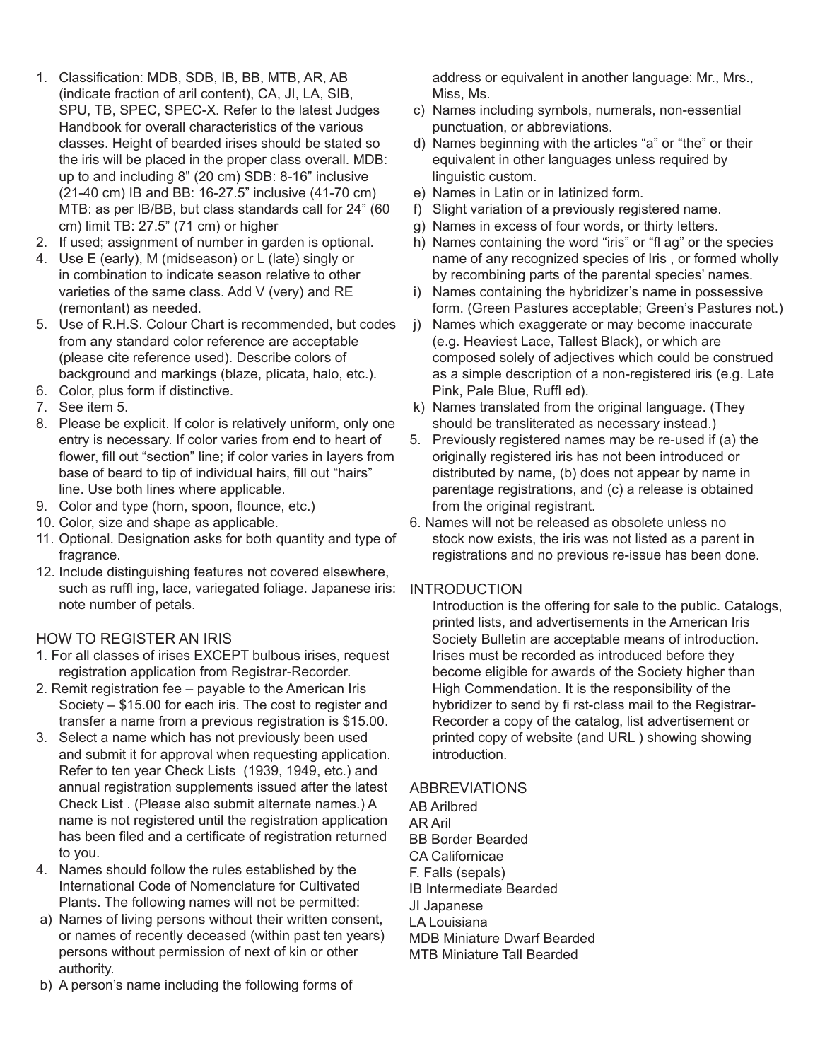1. Classification: MDB, SDB, IB, BB, MTB, AR, AB (indicate fraction of aril content), CA, JI, LA, SIB, SPU, TB, SPEC, SPEC-X. Refer to the latest Judges Handbook for overall characteristics of the various classes. Height of bearded irises should be stated so the iris will be placed in the proper class overall. MDB: up to and including 8" (20 cm) SDB: 8-16" inclusive (21-40 cm) IB and BB: 16-27.5" inclusive (41-70 cm) MTB: as per IB/BB, but class standards call for 24" (60 cm) limit TB: 27.5" (71 cm) or higher
2. If used; assignment of number in garden is optional.
4. Use E (early), M (midseason) or L (late) singly or in combination to indicate season relative to other varieties of the same class. Add V (very) and RE (remontant) as needed.
5. Use of R.H.S. Colour Chart is recommended, but codes from any standard color reference are acceptable (please cite reference used). Describe colors of background and markings (blaze, plicata, halo, etc.).
6. Color, plus form if distinctive.
7. See item 5.
8. Please be explicit. If color is relatively uniform, only one entry is necessary. If color varies from end to heart of flower, fill out "section" line; if color varies in layers from base of beard to tip of individual hairs, fill out "hairs" line. Use both lines where applicable.
9. Color and type (horn, spoon, flounce, etc.)
10. Color, size and shape as applicable.
11. Optional. Designation asks for both quantity and type of fragrance.
12. Include distinguishing features not covered elsewhere, such as ruffling, lace, variegated foliage. Japanese iris: note number of petals.

## HOW TO REGISTER AN IRIS

1. For all classes of irises EXCEPT bulbous irises, request registration application from Registrar-Recorder.
2. Remit registration fee – payable to the American Iris Society – $15.00 for each iris. The cost to register and transfer a name from a previous registration is $15.00.
3. Select a name which has not previously been used and submit it for approval when requesting application. Refer to ten year Check Lists (1939, 1949, etc.) and annual registration supplements issued after the latest Check List . (Please also submit alternate names.) A name is not registered until the registration application has been filed and a certificate of registration returned to you.
4. Names should follow the rules established by the International Code of Nomenclature for Cultivated Plants. The following names will not be permitted:
   a) Names of living persons without their written consent, or names of recently deceased (within past ten years) persons without permission of next of kin or other authority.
   b) A person's name including the following forms of address or equivalent in another language: Mr., Mrs., Miss, Ms.
   c) Names including symbols, numerals, non-essential punctuation, or abbreviations.
   d) Names beginning with the articles "a" or "the" or their equivalent in other languages unless required by linguistic custom.
   e) Names in Latin or in latinized form.
   f) Slight variation of a previously registered name.
   g) Names in excess of four words, or thirty letters.
   h) Names containing the word "iris" or "flag" or the species name of any recognized species of Iris , or formed wholly by recombining parts of the parental species' names.
   i) Names containing the hybridizer's name in possessive form. (Green Pastures acceptable; Green's Pastures not.)
   j) Names which exaggerate or may become inaccurate (e.g. Heaviest Lace, Tallest Black), or which are composed solely of adjectives which could be construed as a simple description of a non-registered iris (e.g. Late Pink, Pale Blue, Ruffled).
   k) Names translated from the original language. (They should be transliterated as necessary instead.)
5. Previously registered names may be re-used if (a) the originally registered iris has not been introduced or distributed by name, (b) does not appear by name in parentage registrations, and (c) a release is obtained from the original registrant.
6. Names will not be released as obsolete unless no stock now exists, the iris was not listed as a parent in registrations and no previous re-issue has been done.

## INTRODUCTION

Introduction is the offering for sale to the public. Catalogs, printed lists, and advertisements in the American Iris Society Bulletin are acceptable means of introduction. Irises must be recorded as introduced before they become eligible for awards of the Society higher than High Commendation. It is the responsibility of the hybridizer to send by first-class mail to the Registrar-Recorder a copy of the catalog, list advertisement or printed copy of website (and URL ) showing showing introduction.

## ABBREVIATIONS

AB Arilbred
AR Aril
BB Border Bearded
CA Californicae
F. Falls (sepals)
IB Intermediate Bearded
JI Japanese
LA Louisiana
MDB Miniature Dwarf Bearded
MTB Miniature Tall Bearded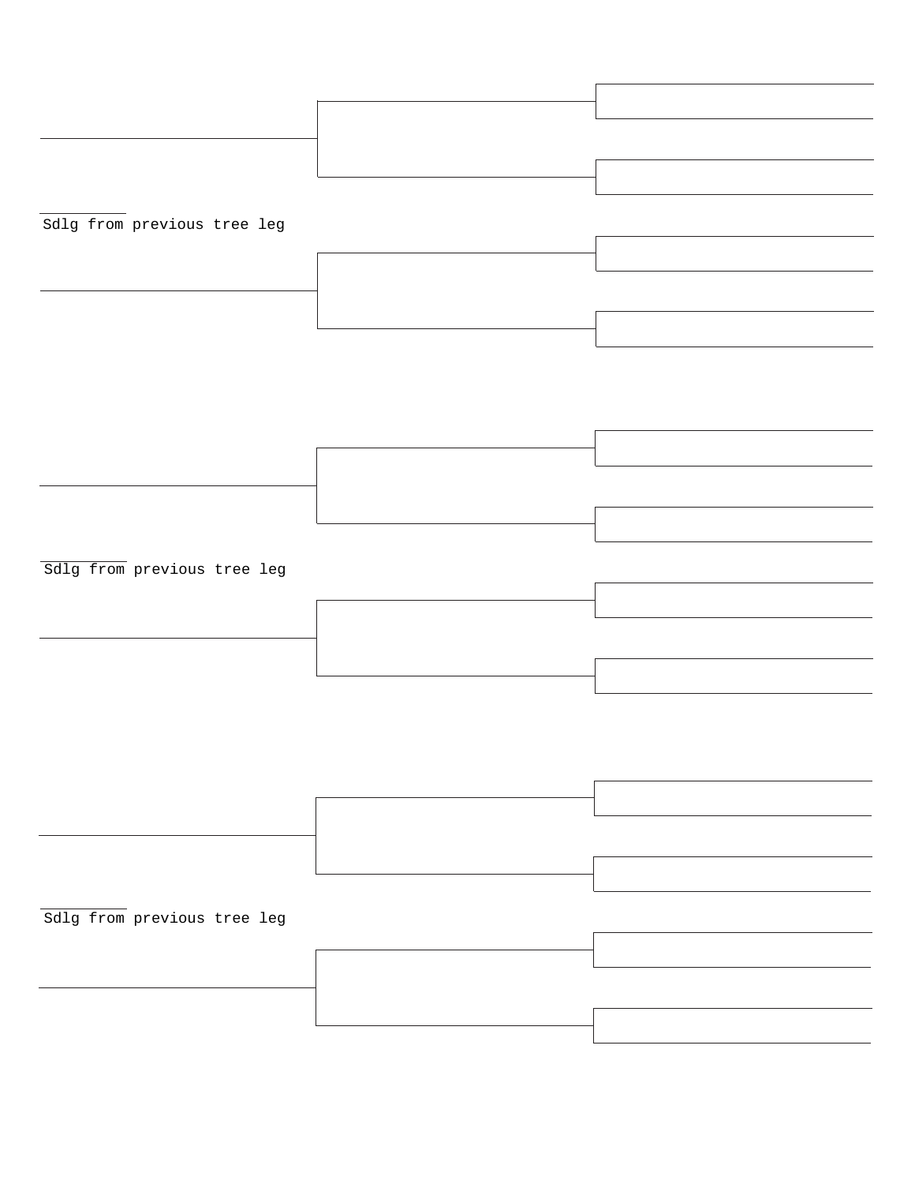Sdlg from previous tree leg

Sdlg from previous tree leg

Sdlg from previous tree leg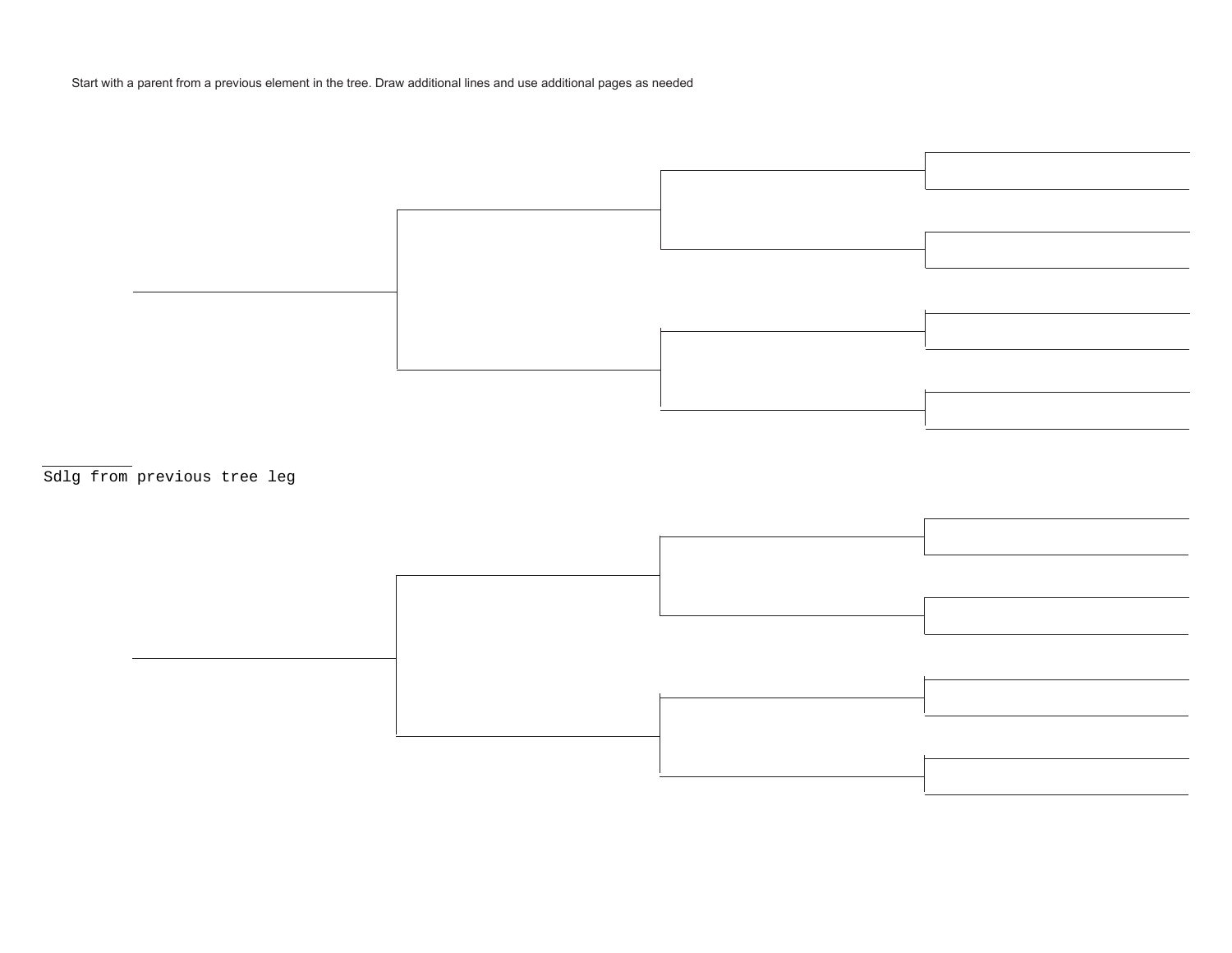Start with a parent from a previous element in the tree. Draw additional lines and use additional pages as needed

Sdlg from previous tree leg